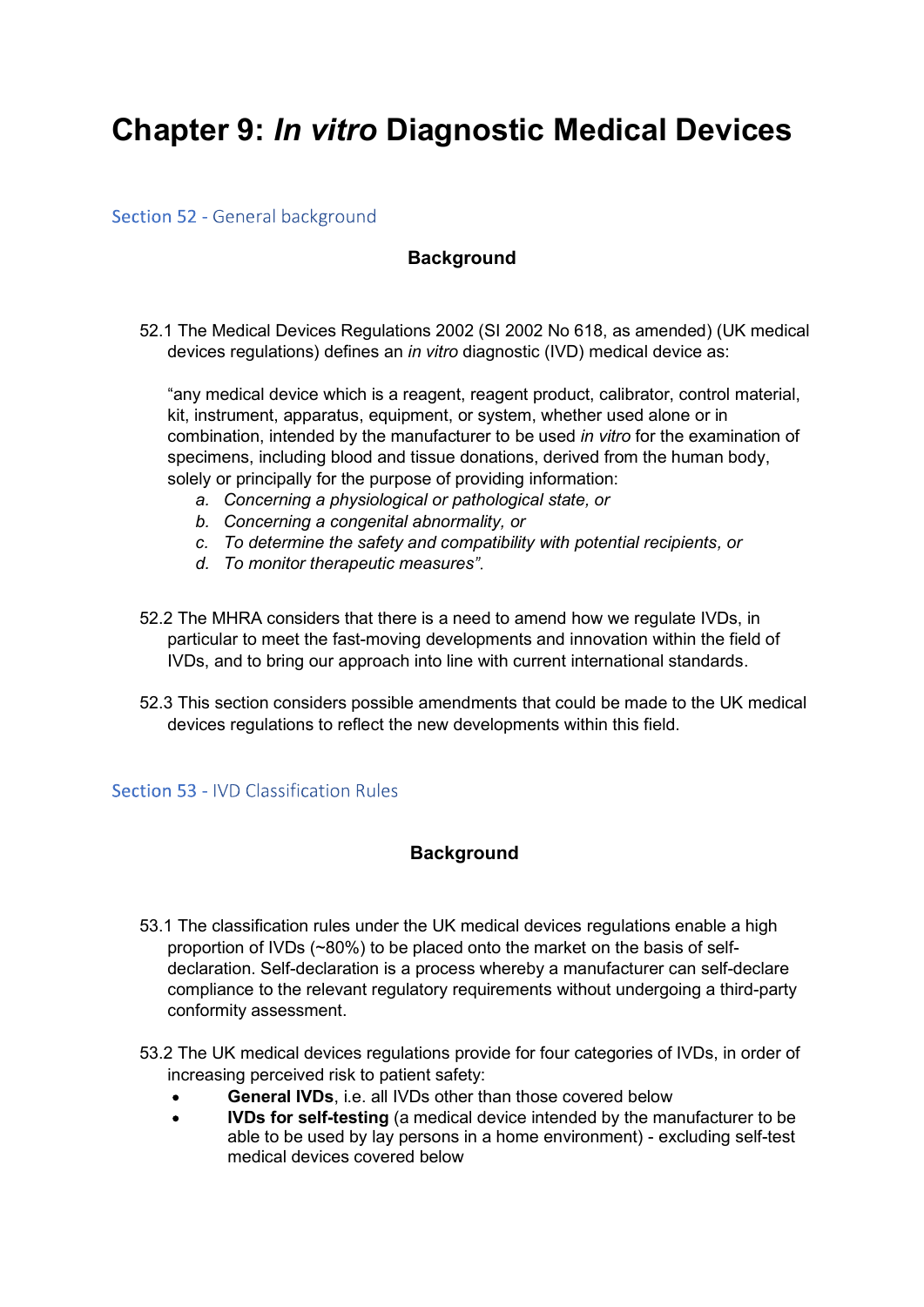# Chapter 9: *In vitro* Diagnostic Medical Devices

## Section 52 - General background

### Background

52.1 The Medical Devices Regulations 2002 (SI 2002 No 618, as amended) (UK medical devices regulations) defines an *in vitro* diagnostic (IVD) medical device as:

"any medical device which is a reagent, reagent product, calibrator, control material, kit, instrument, apparatus, equipment, or system, whether used alone or in combination, intended by the manufacturer to be used *in vitro* for the examination of specimens, including blood and tissue donations, derived from the human body, solely or principally for the purpose of providing information:

  a. *Concerning a physiological or pathological state, or*
  b. *Concerning a congenital abnormality, or*
  c. *To determine the safety and compatibility with potential recipients, or*
  d. *To monitor therapeutic measures".*

52.2 The MHRA considers that there is a need to amend how we regulate IVDs, in particular to meet the fast-moving developments and innovation within the field of IVDs, and to bring our approach into line with current international standards.

52.3 This section considers possible amendments that could be made to the UK medical devices regulations to reflect the new developments within this field.

## Section 53 - IVD Classification Rules

### Background

53.1 The classification rules under the UK medical devices regulations enable a high proportion of IVDs (~80%) to be placed onto the market on the basis of self-declaration. Self-declaration is a process whereby a manufacturer can self-declare compliance to the relevant regulatory requirements without undergoing a third-party conformity assessment.

53.2 The UK medical devices regulations provide for four categories of IVDs, in order of increasing perceived risk to patient safety:

- **General IVDs**, i.e. all IVDs other than those covered below
- **IVDs for self-testing** (a medical device intended by the manufacturer to be able to be used by lay persons in a home environment) - excluding self-test medical devices covered below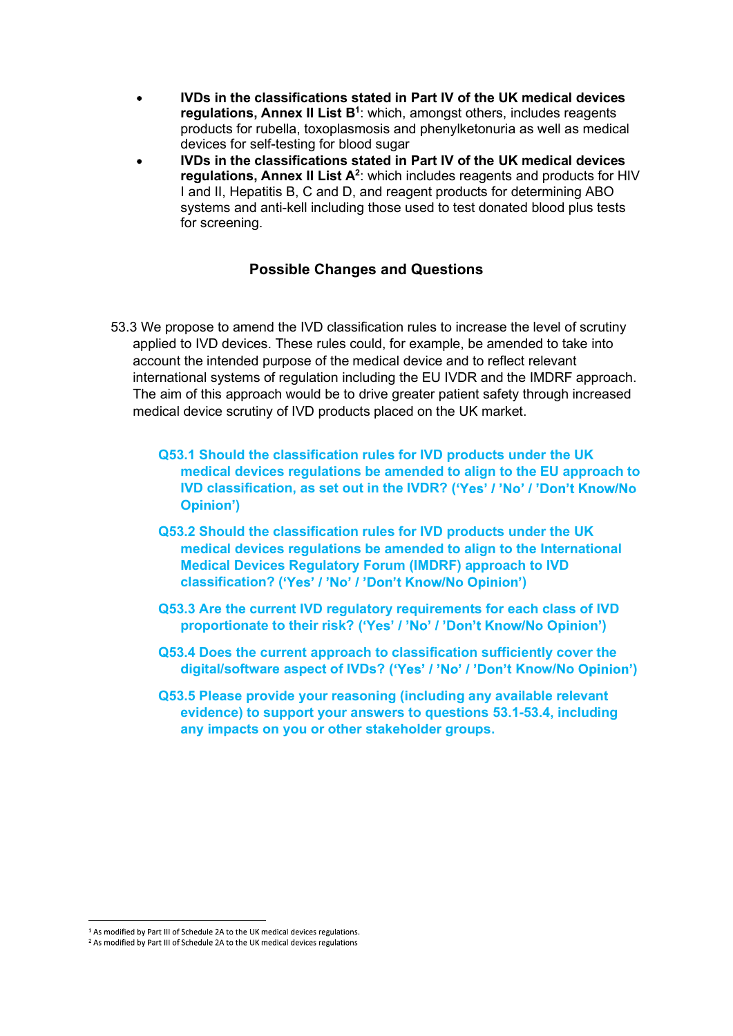- **IVDs in the classifications stated in Part IV of the UK medical devices regulations, Annex II List B**[1]: which, amongst others, includes reagents products for rubella, toxoplasmosis and phenylketonuria as well as medical devices for self-testing for blood sugar
- **IVDs in the classifications stated in Part IV of the UK medical devices regulations, Annex II List A**[2]: which includes reagents and products for HIV I and II, Hepatitis B, C and D, and reagent products for determining ABO systems and anti-kell including those used to test donated blood plus tests for screening.

## Possible Changes and Questions

53.3 We propose to amend the IVD classification rules to increase the level of scrutiny applied to IVD devices. These rules could, for example, be amended to take into account the intended purpose of the medical device and to reflect relevant international systems of regulation including the EU IVDR and the IMDRF approach. The aim of this approach would be to drive greater patient safety through increased medical device scrutiny of IVD products placed on the UK market.

**Q53.1 Should the classification rules for IVD products under the UK medical devices regulations be amended to align to the EU approach to IVD classification, as set out in the IVDR? ('Yes' / 'No' / 'Don't Know/No Opinion')**

**Q53.2 Should the classification rules for IVD products under the UK medical devices regulations be amended to align to the International Medical Devices Regulatory Forum (IMDRF) approach to IVD classification? ('Yes' / 'No' / 'Don't Know/No Opinion')**

**Q53.3 Are the current IVD regulatory requirements for each class of IVD proportionate to their risk? ('Yes' / 'No' / 'Don't Know/No Opinion')**

**Q53.4 Does the current approach to classification sufficiently cover the digital/software aspect of IVDs? ('Yes' / 'No' / 'Don't Know/No Opinion')**

**Q53.5 Please provide your reasoning (including any available relevant evidence) to support your answers to questions 53.1-53.4, including any impacts on you or other stakeholder groups.**

---

[1] As modified by Part III of Schedule 2A to the UK medical devices regulations.

[2] As modified by Part III of Schedule 2A to the UK medical devices regulations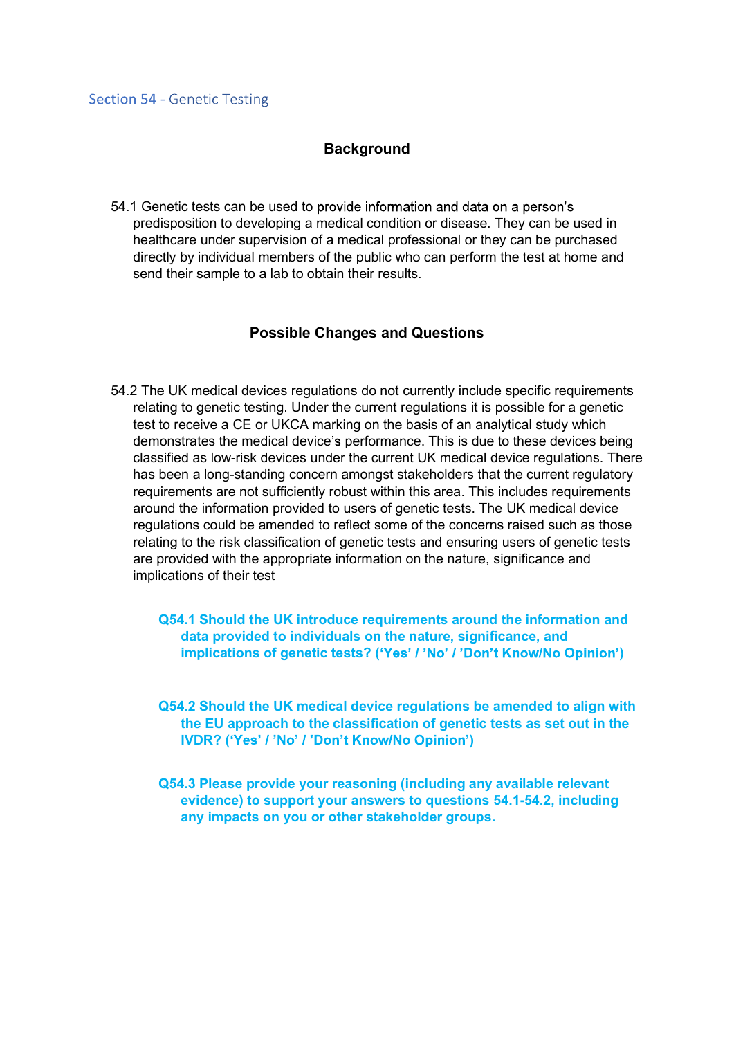## Section 54 - Genetic Testing

### Background

54.1 Genetic tests can be used to provide information and data on a person's predisposition to developing a medical condition or disease. They can be used in healthcare under supervision of a medical professional or they can be purchased directly by individual members of the public who can perform the test at home and send their sample to a lab to obtain their results.

### Possible Changes and Questions

54.2 The UK medical devices regulations do not currently include specific requirements relating to genetic testing. Under the current regulations it is possible for a genetic test to receive a CE or UKCA marking on the basis of an analytical study which demonstrates the medical device's performance. This is due to these devices being classified as low-risk devices under the current UK medical device regulations. There has been a long-standing concern amongst stakeholders that the current regulatory requirements are not sufficiently robust within this area. This includes requirements around the information provided to users of genetic tests. The UK medical device regulations could be amended to reflect some of the concerns raised such as those relating to the risk classification of genetic tests and ensuring users of genetic tests are provided with the appropriate information on the nature, significance and implications of their test

**Q54.1 Should the UK introduce requirements around the information and data provided to individuals on the nature, significance, and implications of genetic tests? ('Yes' / 'No' / 'Don't Know/No Opinion')**

**Q54.2 Should the UK medical device regulations be amended to align with the EU approach to the classification of genetic tests as set out in the IVDR? ('Yes' / 'No' / 'Don't Know/No Opinion')**

**Q54.3 Please provide your reasoning (including any available relevant evidence) to support your answers to questions 54.1-54.2, including any impacts on you or other stakeholder groups.**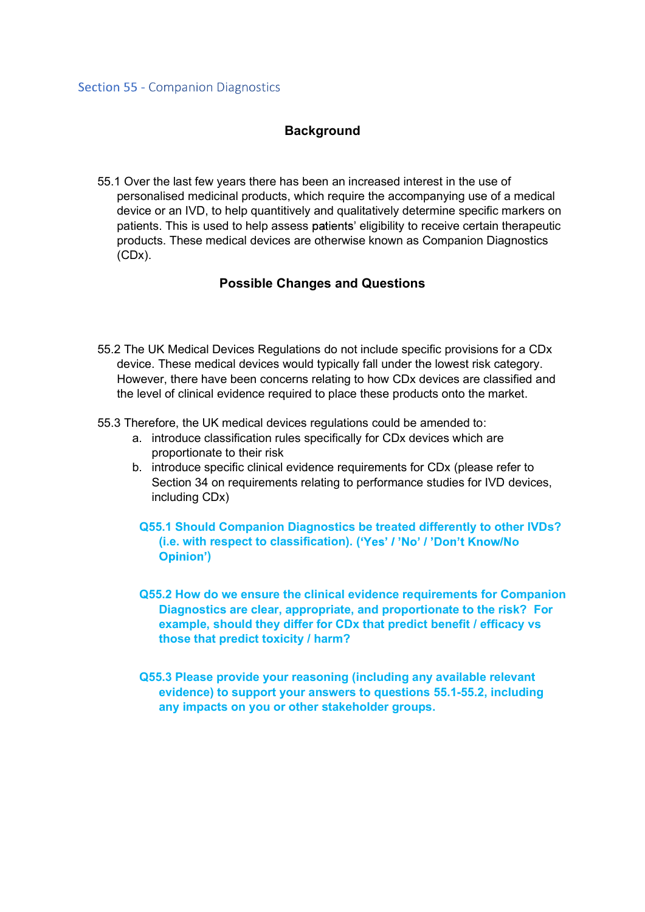## Section 55 - Companion Diagnostics

### Background

55.1 Over the last few years there has been an increased interest in the use of personalised medicinal products, which require the accompanying use of a medical device or an IVD, to help quantitively and qualitatively determine specific markers on patients. This is used to help assess patients' eligibility to receive certain therapeutic products. These medical devices are otherwise known as Companion Diagnostics (CDx).

### Possible Changes and Questions

55.2 The UK Medical Devices Regulations do not include specific provisions for a CDx device. These medical devices would typically fall under the lowest risk category. However, there have been concerns relating to how CDx devices are classified and the level of clinical evidence required to place these products onto the market.

55.3 Therefore, the UK medical devices regulations could be amended to:

a. introduce classification rules specifically for CDx devices which are proportionate to their risk
b. introduce specific clinical evidence requirements for CDx (please refer to Section 34 on requirements relating to performance studies for IVD devices, including CDx)

**Q55.1 Should Companion Diagnostics be treated differently to other IVDs? (i.e. with respect to classification). ('Yes' / 'No' / 'Don't Know/No Opinion')**

**Q55.2 How do we ensure the clinical evidence requirements for Companion Diagnostics are clear, appropriate, and proportionate to the risk? For example, should they differ for CDx that predict benefit / efficacy vs those that predict toxicity / harm?**

**Q55.3 Please provide your reasoning (including any available relevant evidence) to support your answers to questions 55.1-55.2, including any impacts on you or other stakeholder groups.**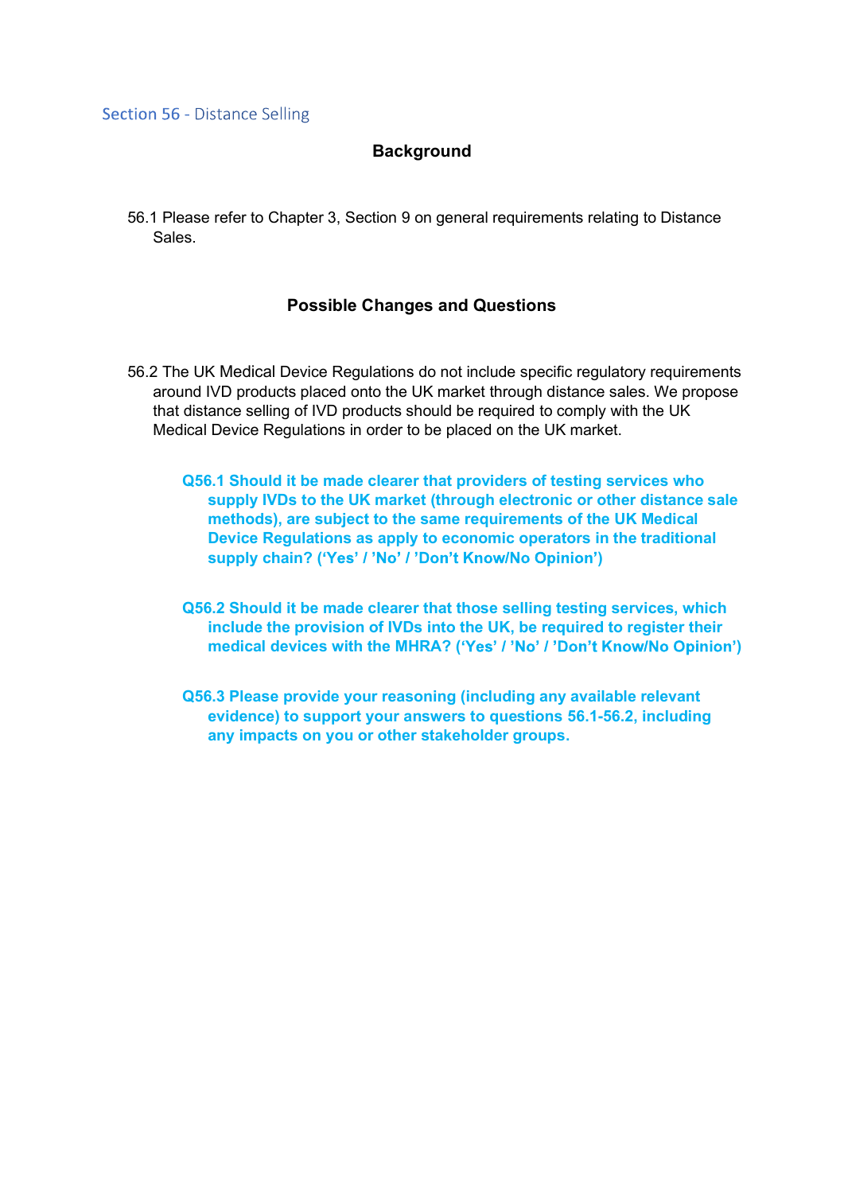## Section 56 - Distance Selling

### Background

56.1 Please refer to Chapter 3, Section 9 on general requirements relating to Distance Sales.

### Possible Changes and Questions

56.2 The UK Medical Device Regulations do not include specific regulatory requirements around IVD products placed onto the UK market through distance sales. We propose that distance selling of IVD products should be required to comply with the UK Medical Device Regulations in order to be placed on the UK market.

**Q56.1 Should it be made clearer that providers of testing services who supply IVDs to the UK market (through electronic or other distance sale methods), are subject to the same requirements of the UK Medical Device Regulations as apply to economic operators in the traditional supply chain? ('Yes' / 'No' / 'Don't Know/No Opinion')**

**Q56.2 Should it be made clearer that those selling testing services, which include the provision of IVDs into the UK, be required to register their medical devices with the MHRA? ('Yes' / 'No' / 'Don't Know/No Opinion')**

**Q56.3 Please provide your reasoning (including any available relevant evidence) to support your answers to questions 56.1-56.2, including any impacts on you or other stakeholder groups.**